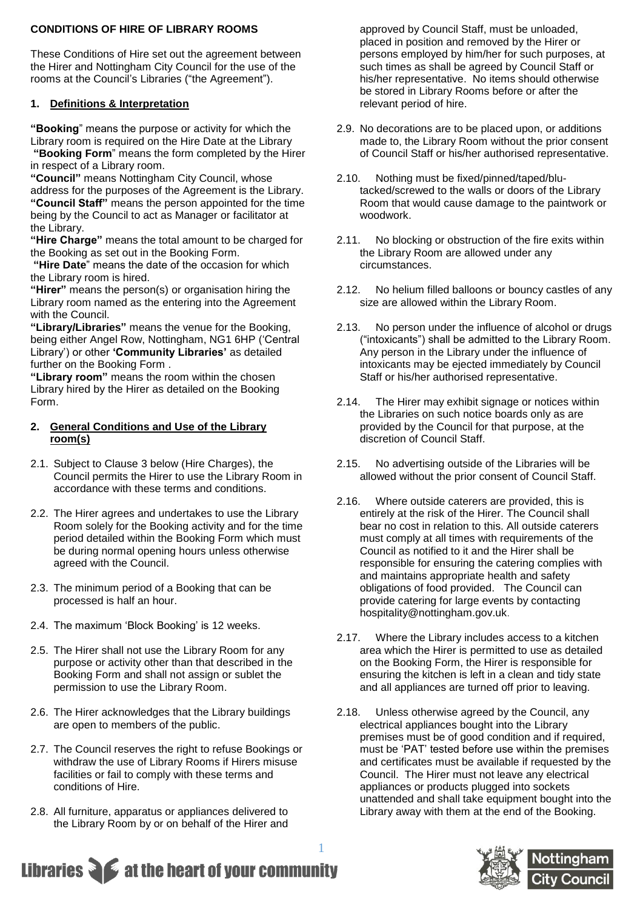**CONDITIONS OF HIRE OF LIBRARY ROOMS**

These Conditions of Hire set out the agreement between the Hirer and Nottingham City Council for the use of the rooms at the Council's Libraries ("the Agreement").

## 1. Definitions & Interpretation

**"Booking"** means the purpose or activity for which the Library room is required on the Hire Date at the Library

**"Booking Form"** means the form completed by the Hirer in respect of a Library room.

**"Council"** means Nottingham City Council, whose address for the purposes of the Agreement is the Library.

**"Council Staff"** means the person appointed for the time being by the Council to act as Manager or facilitator at the Library.

**"Hire Charge"** means the total amount to be charged for the Booking as set out in the Booking Form.

**"Hire Date"** means the date of the occasion for which the Library room is hired.

**"Hirer"** means the person(s) or organisation hiring the Library room named as the entering into the Agreement with the Council.

**"Library/Libraries"** means the venue for the Booking, being either Angel Row, Nottingham, NG1 6HP ('Central Library') or other **'Community Libraries'** as detailed further on the Booking Form .

**"Library room"** means the room within the chosen Library hired by the Hirer as detailed on the Booking Form.

## 2. General Conditions and Use of the Library room(s)

2.1. Subject to Clause 3 below (Hire Charges), the Council permits the Hirer to use the Library Room in accordance with these terms and conditions.

2.2. The Hirer agrees and undertakes to use the Library Room solely for the Booking activity and for the time period detailed within the Booking Form which must be during normal opening hours unless otherwise agreed with the Council.

2.3. The minimum period of a Booking that can be processed is half an hour.

2.4. The maximum 'Block Booking' is 12 weeks.

2.5. The Hirer shall not use the Library Room for any purpose or activity other than that described in the Booking Form and shall not assign or sublet the permission to use the Library Room.

2.6. The Hirer acknowledges that the Library buildings are open to members of the public.

2.7. The Council reserves the right to refuse Bookings or withdraw the use of Library Rooms if Hirers misuse facilities or fail to comply with these terms and conditions of Hire.

2.8. All furniture, apparatus or appliances delivered to the Library Room by or on behalf of the Hirer and approved by Council Staff, must be unloaded, placed in position and removed by the Hirer or persons employed by him/her for such purposes, at such times as shall be agreed by Council Staff or his/her representative. No items should otherwise be stored in Library Rooms before or after the relevant period of hire.

2.9. No decorations are to be placed upon, or additions made to, the Library Room without the prior consent of Council Staff or his/her authorised representative.

2.10. Nothing must be fixed/pinned/taped/blu-tacked/screwed to the walls or doors of the Library Room that would cause damage to the paintwork or woodwork.

2.11. No blocking or obstruction of the fire exits within the Library Room are allowed under any circumstances.

2.12. No helium filled balloons or bouncy castles of any size are allowed within the Library Room.

2.13. No person under the influence of alcohol or drugs ("intoxicants") shall be admitted to the Library Room. Any person in the Library under the influence of intoxicants may be ejected immediately by Council Staff or his/her authorised representative.

2.14. The Hirer may exhibit signage or notices within the Libraries on such notice boards only as are provided by the Council for that purpose, at the discretion of Council Staff.

2.15. No advertising outside of the Libraries will be allowed without the prior consent of Council Staff.

2.16. Where outside caterers are provided, this is entirely at the risk of the Hirer. The Council shall bear no cost in relation to this. All outside caterers must comply at all times with requirements of the Council as notified to it and the Hirer shall be responsible for ensuring the catering complies with and maintains appropriate health and safety obligations of food provided. The Council can provide catering for large events by contacting hospitality@nottingham.gov.uk.

2.17. Where the Library includes access to a kitchen area which the Hirer is permitted to use as detailed on the Booking Form, the Hirer is responsible for ensuring the kitchen is left in a clean and tidy state and all appliances are turned off prior to leaving.

2.18. Unless otherwise agreed by the Council, any electrical appliances bought into the Library premises must be of good condition and if required, must be 'PAT' tested before use within the premises and certificates must be available if requested by the Council. The Hirer must not leave any electrical appliances or products plugged into sockets unattended and shall take equipment bought into the Library away with them at the end of the Booking.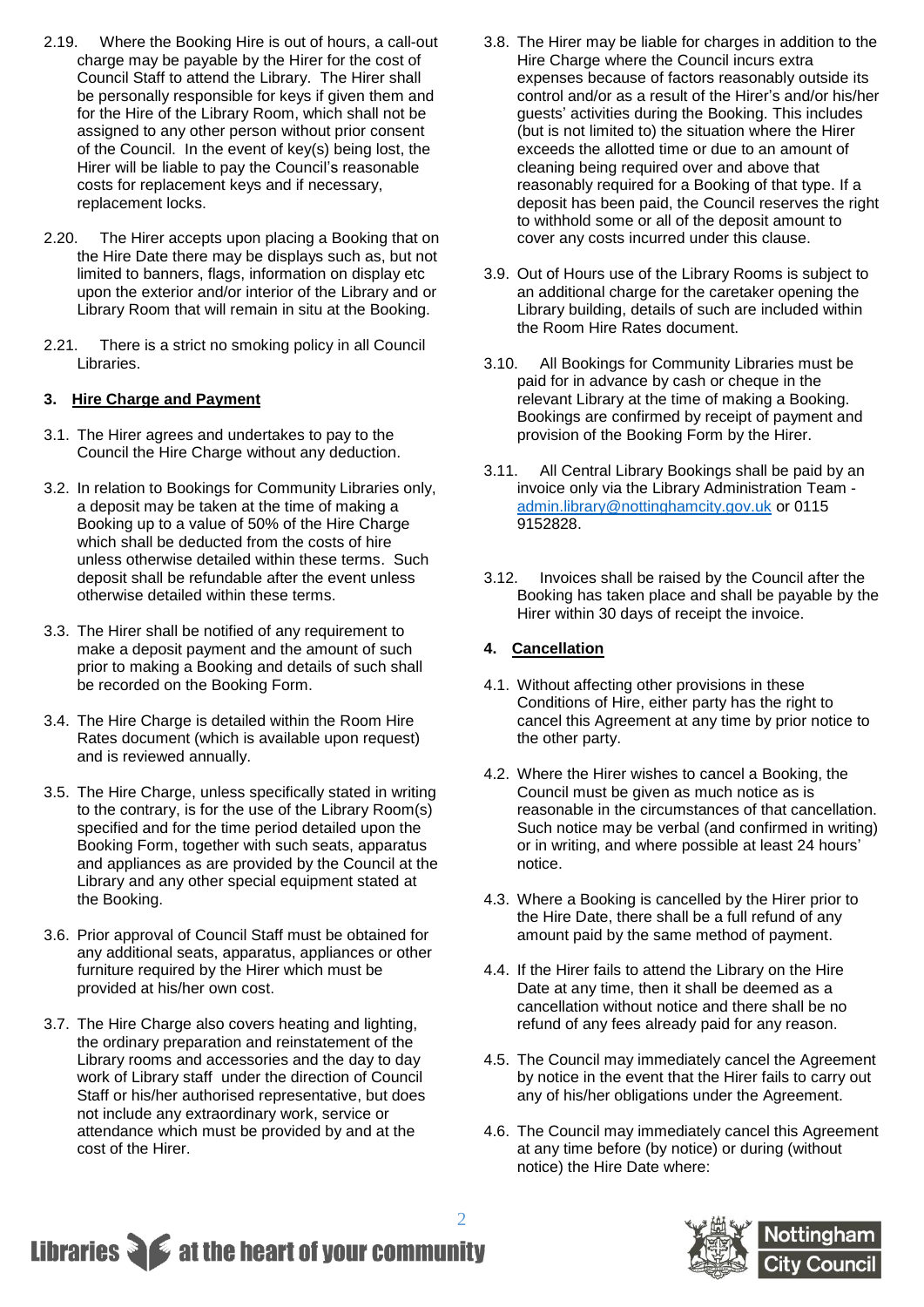2.19. Where the Booking Hire is out of hours, a call-out charge may be payable by the Hirer for the cost of Council Staff to attend the Library. The Hirer shall be personally responsible for keys if given them and for the Hire of the Library Room, which shall not be assigned to any other person without prior consent of the Council. In the event of key(s) being lost, the Hirer will be liable to pay the Council's reasonable costs for replacement keys and if necessary, replacement locks.

2.20. The Hirer accepts upon placing a Booking that on the Hire Date there may be displays such as, but not limited to banners, flags, information on display etc upon the exterior and/or interior of the Library and or Library Room that will remain in situ at the Booking.

2.21. There is a strict no smoking policy in all Council Libraries.

### 3. Hire Charge and Payment

3.1. The Hirer agrees and undertakes to pay to the Council the Hire Charge without any deduction.

3.2. In relation to Bookings for Community Libraries only, a deposit may be taken at the time of making a Booking up to a value of 50% of the Hire Charge which shall be deducted from the costs of hire unless otherwise detailed within these terms. Such deposit shall be refundable after the event unless otherwise detailed within these terms.

3.3. The Hirer shall be notified of any requirement to make a deposit payment and the amount of such prior to making a Booking and details of such shall be recorded on the Booking Form.

3.4. The Hire Charge is detailed within the Room Hire Rates document (which is available upon request) and is reviewed annually.

3.5. The Hire Charge, unless specifically stated in writing to the contrary, is for the use of the Library Room(s) specified and for the time period detailed upon the Booking Form, together with such seats, apparatus and appliances as are provided by the Council at the Library and any other special equipment stated at the Booking.

3.6. Prior approval of Council Staff must be obtained for any additional seats, apparatus, appliances or other furniture required by the Hirer which must be provided at his/her own cost.

3.7. The Hire Charge also covers heating and lighting, the ordinary preparation and reinstatement of the Library rooms and accessories and the day to day work of Library staff under the direction of Council Staff or his/her authorised representative, but does not include any extraordinary work, service or attendance which must be provided by and at the cost of the Hirer.

3.8. The Hirer may be liable for charges in addition to the Hire Charge where the Council incurs extra expenses because of factors reasonably outside its control and/or as a result of the Hirer's and/or his/her guests' activities during the Booking. This includes (but is not limited to) the situation where the Hirer exceeds the allotted time or due to an amount of cleaning being required over and above that reasonably required for a Booking of that type. If a deposit has been paid, the Council reserves the right to withhold some or all of the deposit amount to cover any costs incurred under this clause.

3.9. Out of Hours use of the Library Rooms is subject to an additional charge for the caretaker opening the Library building, details of such are included within the Room Hire Rates document.

3.10. All Bookings for Community Libraries must be paid for in advance by cash or cheque in the relevant Library at the time of making a Booking. Bookings are confirmed by receipt of payment and provision of the Booking Form by the Hirer.

3.11. All Central Library Bookings shall be paid by an invoice only via the Library Administration Team - admin.library@nottinghamcity.gov.uk or 0115 9152828.

3.12. Invoices shall be raised by the Council after the Booking has taken place and shall be payable by the Hirer within 30 days of receipt the invoice.

### 4. Cancellation

4.1. Without affecting other provisions in these Conditions of Hire, either party has the right to cancel this Agreement at any time by prior notice to the other party.

4.2. Where the Hirer wishes to cancel a Booking, the Council must be given as much notice as is reasonable in the circumstances of that cancellation. Such notice may be verbal (and confirmed in writing) or in writing, and where possible at least 24 hours' notice.

4.3. Where a Booking is cancelled by the Hirer prior to the Hire Date, there shall be a full refund of any amount paid by the same method of payment.

4.4. If the Hirer fails to attend the Library on the Hire Date at any time, then it shall be deemed as a cancellation without notice and there shall be no refund of any fees already paid for any reason.

4.5. The Council may immediately cancel the Agreement by notice in the event that the Hirer fails to carry out any of his/her obligations under the Agreement.

4.6. The Council may immediately cancel this Agreement at any time before (by notice) or during (without notice) the Hire Date where: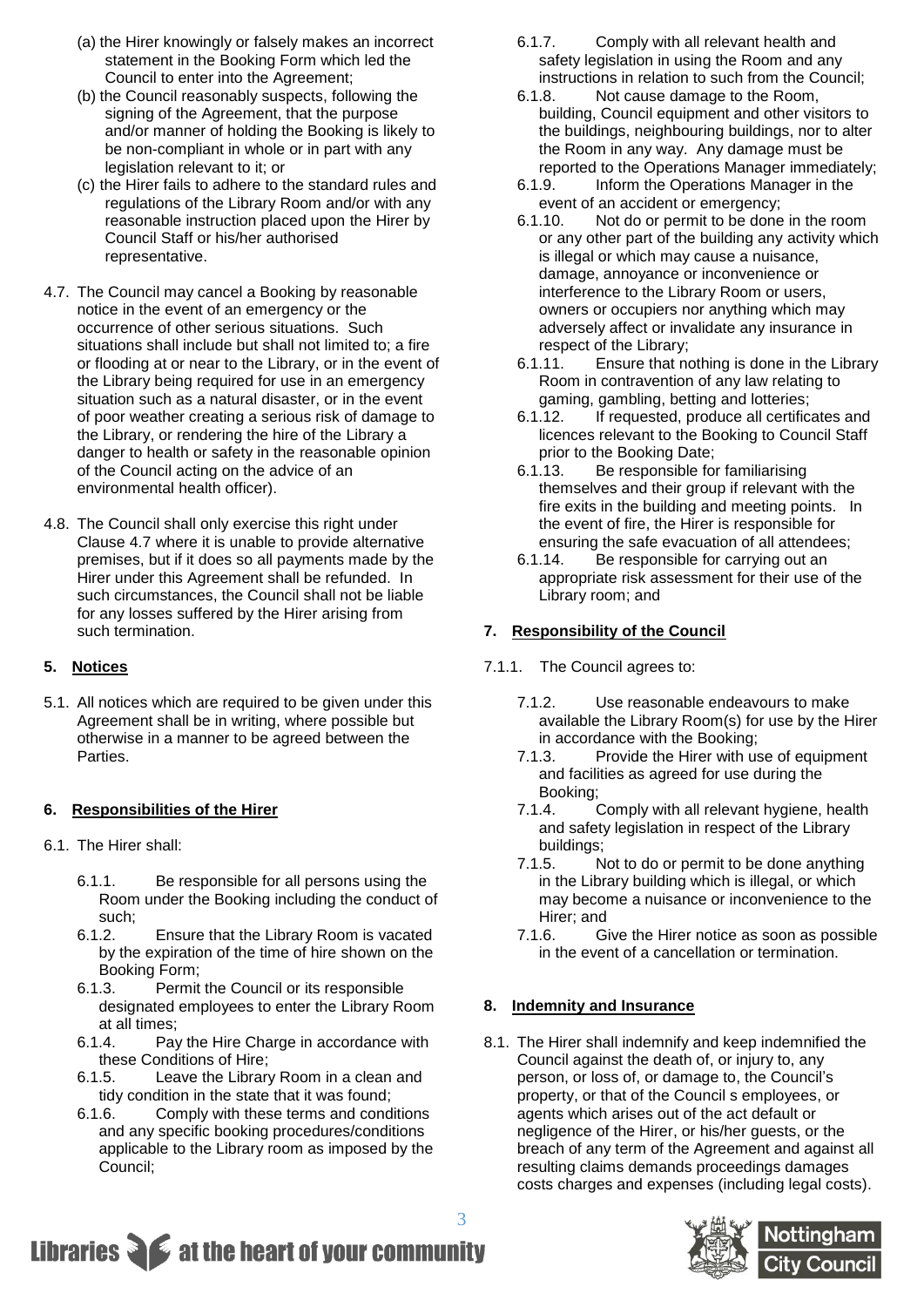(a) the Hirer knowingly or falsely makes an incorrect statement in the Booking Form which led the Council to enter into the Agreement;

(b) the Council reasonably suspects, following the signing of the Agreement, that the purpose and/or manner of holding the Booking is likely to be non-compliant in whole or in part with any legislation relevant to it; or

(c) the Hirer fails to adhere to the standard rules and regulations of the Library Room and/or with any reasonable instruction placed upon the Hirer by Council Staff or his/her authorised representative.

4.7. The Council may cancel a Booking by reasonable notice in the event of an emergency or the occurrence of other serious situations. Such situations shall include but shall not limited to; a fire or flooding at or near to the Library, or in the event of the Library being required for use in an emergency situation such as a natural disaster, or in the event of poor weather creating a serious risk of damage to the Library, or rendering the hire of the Library a danger to health or safety in the reasonable opinion of the Council acting on the advice of an environmental health officer).

4.8. The Council shall only exercise this right under Clause 4.7 where it is unable to provide alternative premises, but if it does so all payments made by the Hirer under this Agreement shall be refunded. In such circumstances, the Council shall not be liable for any losses suffered by the Hirer arising from such termination.

## 5. Notices

5.1. All notices which are required to be given under this Agreement shall be in writing, where possible but otherwise in a manner to be agreed between the Parties.

## 6. Responsibilities of the Hirer

6.1. The Hirer shall:

6.1.1. Be responsible for all persons using the Room under the Booking including the conduct of such;

6.1.2. Ensure that the Library Room is vacated by the expiration of the time of hire shown on the Booking Form;

6.1.3. Permit the Council or its responsible designated employees to enter the Library Room at all times;

6.1.4. Pay the Hire Charge in accordance with these Conditions of Hire;

6.1.5. Leave the Library Room in a clean and tidy condition in the state that it was found;

6.1.6. Comply with these terms and conditions and any specific booking procedures/conditions applicable to the Library room as imposed by the Council;

6.1.7. Comply with all relevant health and safety legislation in using the Room and any instructions in relation to such from the Council;

6.1.8. Not cause damage to the Room, building, Council equipment and other visitors to the buildings, neighbouring buildings, nor to alter the Room in any way. Any damage must be reported to the Operations Manager immediately;

6.1.9. Inform the Operations Manager in the event of an accident or emergency;

6.1.10. Not do or permit to be done in the room or any other part of the building any activity which is illegal or which may cause a nuisance, damage, annoyance or inconvenience or interference to the Library Room or users, owners or occupiers nor anything which may adversely affect or invalidate any insurance in respect of the Library;

6.1.11. Ensure that nothing is done in the Library Room in contravention of any law relating to gaming, gambling, betting and lotteries;

6.1.12. If requested, produce all certificates and licences relevant to the Booking to Council Staff prior to the Booking Date;

6.1.13. Be responsible for familiarising themselves and their group if relevant with the fire exits in the building and meeting points. In the event of fire, the Hirer is responsible for ensuring the safe evacuation of all attendees;

6.1.14. Be responsible for carrying out an appropriate risk assessment for their use of the Library room; and

## 7. Responsibility of the Council

7.1.1. The Council agrees to:

7.1.2. Use reasonable endeavours to make available the Library Room(s) for use by the Hirer in accordance with the Booking;

7.1.3. Provide the Hirer with use of equipment and facilities as agreed for use during the Booking;

7.1.4. Comply with all relevant hygiene, health and safety legislation in respect of the Library buildings;

7.1.5. Not to do or permit to be done anything in the Library building which is illegal, or which may become a nuisance or inconvenience to the Hirer; and

7.1.6. Give the Hirer notice as soon as possible in the event of a cancellation or termination.

## 8. Indemnity and Insurance

8.1. The Hirer shall indemnify and keep indemnified the Council against the death of, or injury to, any person, or loss of, or damage to, the Council's property, or that of the Council s employees, or agents which arises out of the act default or negligence of the Hirer, or his/her guests, or the breach of any term of the Agreement and against all resulting claims demands proceedings damages costs charges and expenses (including legal costs).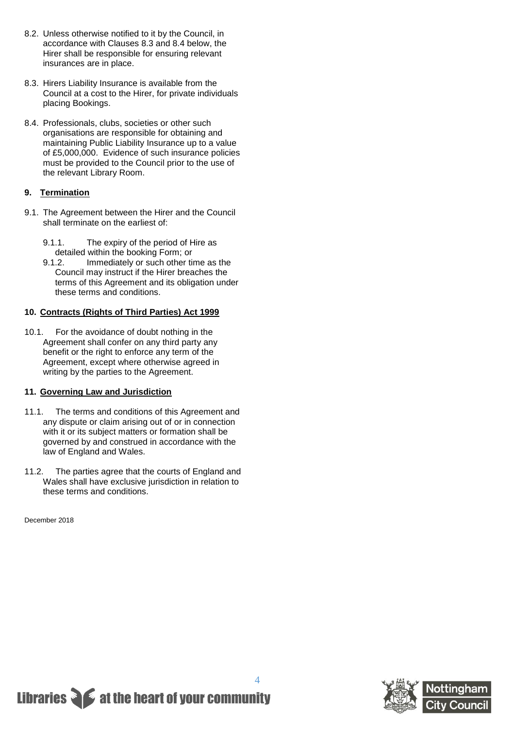8.2. Unless otherwise notified to it by the Council, in accordance with Clauses 8.3 and 8.4 below, the Hirer shall be responsible for ensuring relevant insurances are in place.

8.3. Hirers Liability Insurance is available from the Council at a cost to the Hirer, for private individuals placing Bookings.

8.4. Professionals, clubs, societies or other such organisations are responsible for obtaining and maintaining Public Liability Insurance up to a value of £5,000,000. Evidence of such insurance policies must be provided to the Council prior to the use of the relevant Library Room.

## 9. Termination

9.1. The Agreement between the Hirer and the Council shall terminate on the earliest of:

9.1.1. The expiry of the period of Hire as detailed within the booking Form; or

9.1.2. Immediately or such other time as the Council may instruct if the Hirer breaches the terms of this Agreement and its obligation under these terms and conditions.

## 10. Contracts (Rights of Third Parties) Act 1999

10.1. For the avoidance of doubt nothing in the Agreement shall confer on any third party any benefit or the right to enforce any term of the Agreement, except where otherwise agreed in writing by the parties to the Agreement.

## 11. Governing Law and Jurisdiction

11.1. The terms and conditions of this Agreement and any dispute or claim arising out of or in connection with it or its subject matters or formation shall be governed by and construed in accordance with the law of England and Wales.

11.2. The parties agree that the courts of England and Wales shall have exclusive jurisdiction in relation to these terms and conditions.

December 2018